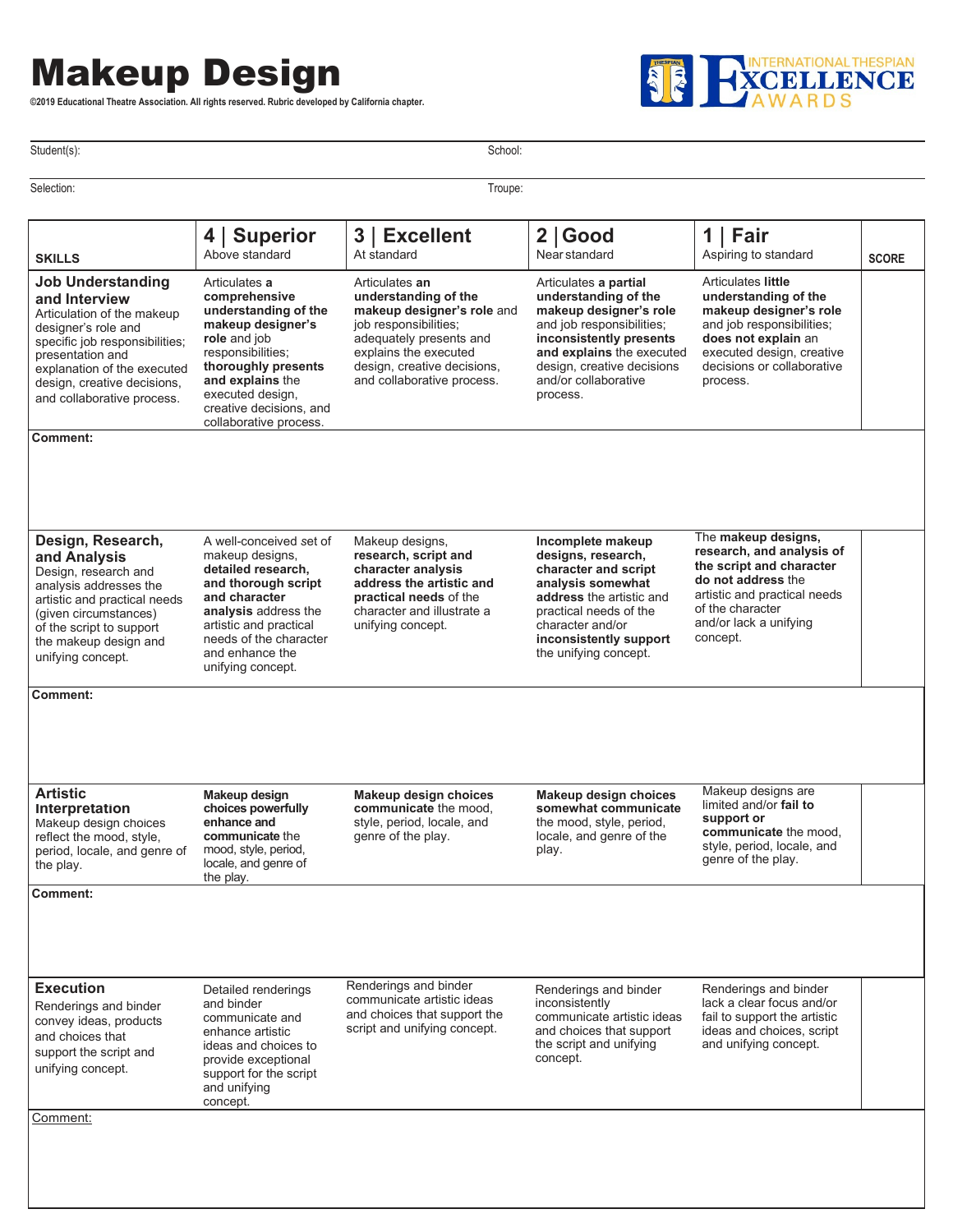# Makeup Design

**©2019 Educational Theatre Association. All rights reserved. Rubric developed by California chapter.**

INTERNATIONAL THESPIAN EXCELLENCE AWARDS

Student(s):  School:

Selection:  Troupe:

| SKILLS | 4 \| Superior<br>Above standard | 3 \| Excellent<br>At standard | 2 \| Good<br>Near standard | 1 \| Fair<br>Aspiring to standard | SCORE |
|---|---|---|---|---|---|
| **Job Understanding and Interview**<br>Articulation of the makeup designer's role and specific job responsibilities; presentation and explanation of the executed design, creative decisions, and collaborative process. | Articulates **a comprehensive understanding of the makeup designer's role** and job responsibilities; **thoroughly presents and explains** the executed design, creative decisions, and collaborative process. | Articulates **an understanding of the makeup designer's role** and job responsibilities; adequately presents and explains the executed design, creative decisions, and collaborative process. | Articulates **a partial understanding of the makeup designer's role** and job responsibilities; **inconsistently presents and explains** the executed design, creative decisions and/or collaborative process. | Articulates **little understanding of the makeup designer's role** and job responsibilities; **does not explain** an executed design, creative decisions or collaborative process. | |
| **Comment:** | | | | | |
| **Design, Research, and Analysis**<br>Design, research and analysis addresses the artistic and practical needs (given circumstances) of the script to support the makeup design and unifying concept. | A well-conceived set of makeup designs, **detailed research, and thorough script and character analysis** address the artistic and practical needs of the character and enhance the unifying concept. | Makeup designs, **research, script and character analysis address the artistic and practical needs** of the character and illustrate a unifying concept. | **Incomplete makeup designs, research, character and script analysis somewhat address** the artistic and practical needs of the character and/or **inconsistently support** the unifying concept. | The **makeup designs, research, and analysis of the script and character do not address** the artistic and practical needs of the character and/or lack a unifying concept. | |
| **Comment:** | | | | | |
| **Artistic Interpretation**<br>Makeup design choices reflect the mood, style, period, locale, and genre of the play. | **Makeup design choices powerfully enhance and communicate** the mood, style, period, locale, and genre of the play. | **Makeup design choices communicate** the mood, style, period, locale, and genre of the play. | **Makeup design choices somewhat communicate** the mood, style, period, locale, and genre of the play. | Makeup designs are limited and/or **fail to support or communicate** the mood, style, period, locale, and genre of the play. | |
| **Comment:** | | | | | |
| **Execution**<br>Renderings and binder convey ideas, products and choices that support the script and unifying concept. | Detailed renderings and binder communicate and enhance artistic ideas and choices to provide exceptional support for the script and unifying concept. | Renderings and binder communicate artistic ideas and choices that support the script and unifying concept. | Renderings and binder inconsistently communicate artistic ideas and choices that support the script and unifying concept. | Renderings and binder lack a clear focus and/or fail to support the artistic ideas and choices, script and unifying concept. | |
| Comment: | | | | | |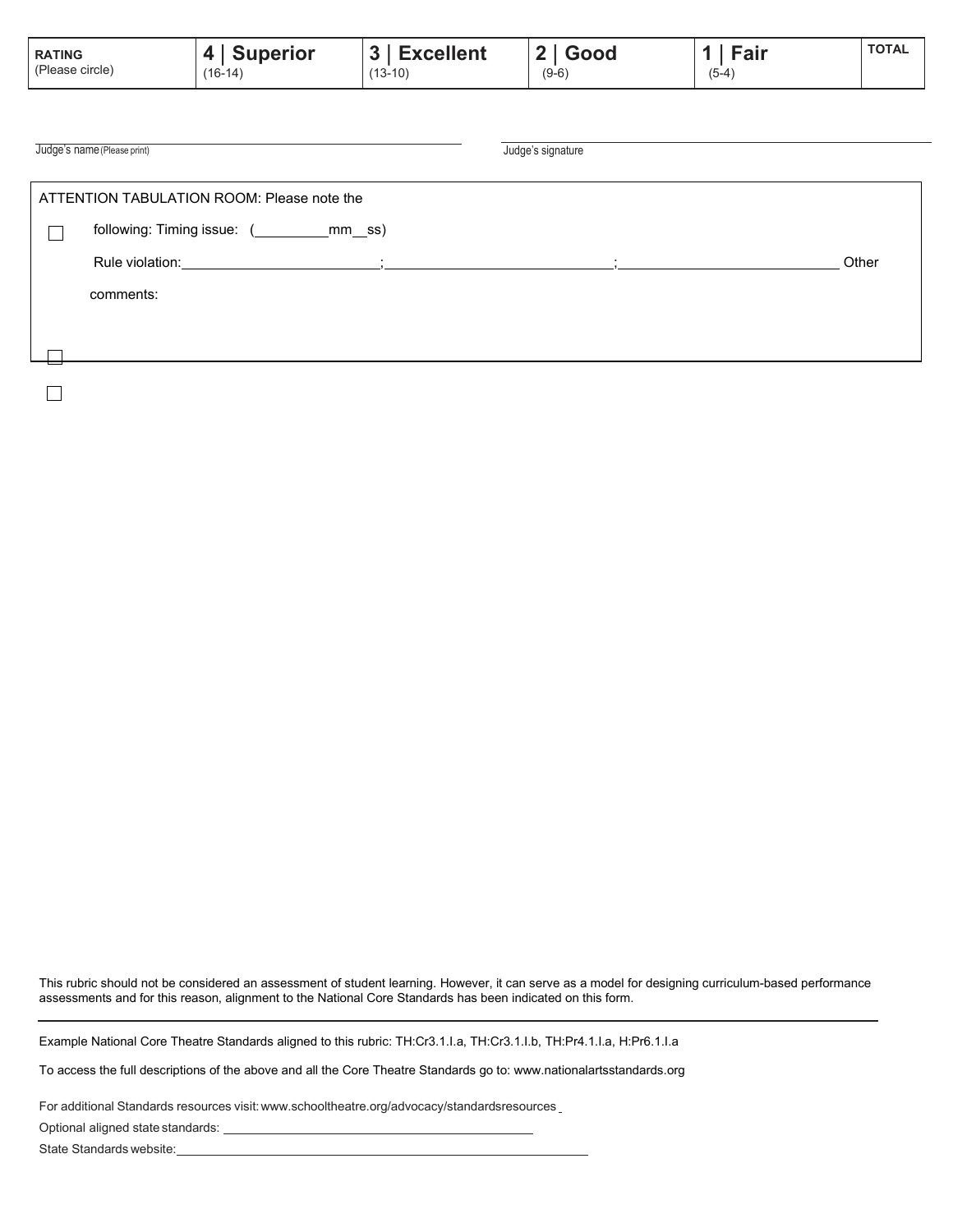| RATING (Please circle) | 4 \| Superior (16-14) | 3 \| Excellent (13-10) | 2 \| Good (9-6) | 1 \| Fair (5-4) | TOTAL |
|---|---|---|---|---|---|

Judge's name (Please print) ______________________________ Judge's signature ______________________________

ATTENTION TABULATION ROOM: Please note the following:

☐ Timing issue: (_________mm__ss)

☐ Rule violation:________________________;____________________________;___________________________

☐ Other comments:

This rubric should not be considered an assessment of student learning. However, it can serve as a model for designing curriculum-based performance assessments and for this reason, alignment to the National Core Standards has been indicated on this form.

---

Example National Core Theatre Standards aligned to this rubric: TH:Cr3.1.I.a, TH:Cr3.1.I.b, TH:Pr4.1.I.a, H:Pr6.1.I.a

To access the full descriptions of the above and all the Core Theatre Standards go to: www.nationalartsstandards.org

For additional Standards resources visit: www.schooltheatre.org/advocacy/standardsresources

Optional aligned state standards: ______________________________

State Standards website: ______________________________